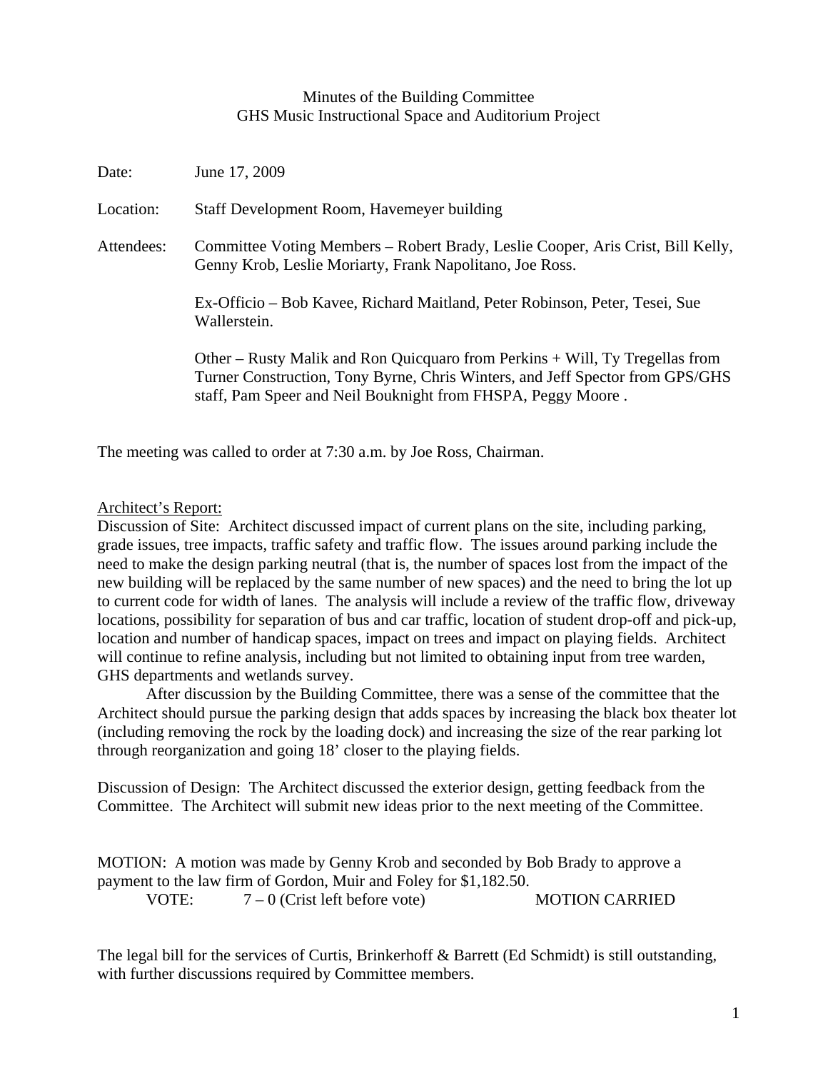Minutes of the Building Committee
GHS Music Instructional Space and Auditorium Project

Date: June 17, 2009

Location: Staff Development Room, Havemeyer building

Attendees: Committee Voting Members – Robert Brady, Leslie Cooper, Aris Crist, Bill Kelly, Genny Krob, Leslie Moriarty, Frank Napolitano, Joe Ross.

Ex-Officio – Bob Kavee, Richard Maitland, Peter Robinson, Peter, Tesei, Sue Wallerstein.

Other – Rusty Malik and Ron Quicquaro from Perkins + Will, Ty Tregellas from Turner Construction, Tony Byrne, Chris Winters, and Jeff Spector from GPS/GHS staff, Pam Speer and Neil Bouknight from FHSPA, Peggy Moore .

The meeting was called to order at 7:30 a.m. by Joe Ross, Chairman.

Architect's Report:

Discussion of Site: Architect discussed impact of current plans on the site, including parking, grade issues, tree impacts, traffic safety and traffic flow. The issues around parking include the need to make the design parking neutral (that is, the number of spaces lost from the impact of the new building will be replaced by the same number of new spaces) and the need to bring the lot up to current code for width of lanes. The analysis will include a review of the traffic flow, driveway locations, possibility for separation of bus and car traffic, location of student drop-off and pick-up, location and number of handicap spaces, impact on trees and impact on playing fields. Architect will continue to refine analysis, including but not limited to obtaining input from tree warden, GHS departments and wetlands survey.

After discussion by the Building Committee, there was a sense of the committee that the Architect should pursue the parking design that adds spaces by increasing the black box theater lot (including removing the rock by the loading dock) and increasing the size of the rear parking lot through reorganization and going 18' closer to the playing fields.

Discussion of Design: The Architect discussed the exterior design, getting feedback from the Committee. The Architect will submit new ideas prior to the next meeting of the Committee.

MOTION: A motion was made by Genny Krob and seconded by Bob Brady to approve a payment to the law firm of Gordon, Muir and Foley for $1,182.50.

VOTE: 7 – 0 (Crist left before vote) MOTION CARRIED

The legal bill for the services of Curtis, Brinkerhoff & Barrett (Ed Schmidt) is still outstanding, with further discussions required by Committee members.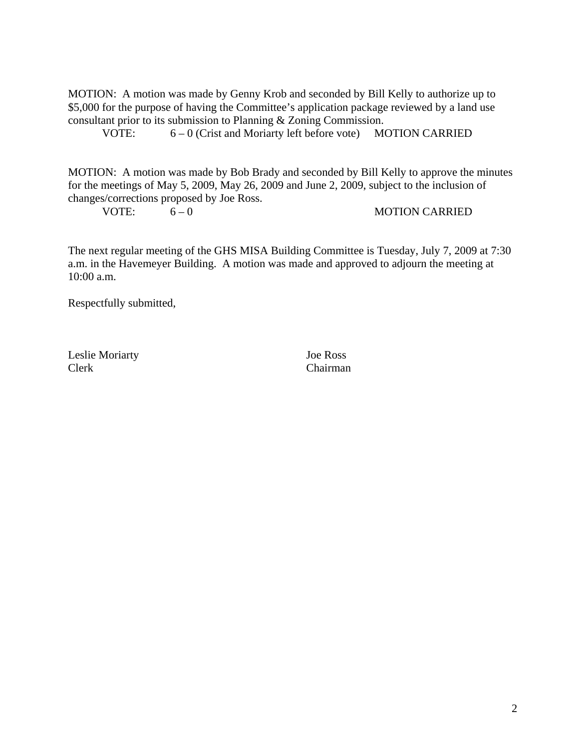MOTION: A motion was made by Genny Krob and seconded by Bill Kelly to authorize up to $5,000 for the purpose of having the Committee's application package reviewed by a land use consultant prior to its submission to Planning & Zoning Commission.

VOTE: 6 – 0 (Crist and Moriarty left before vote) MOTION CARRIED

MOTION: A motion was made by Bob Brady and seconded by Bill Kelly to approve the minutes for the meetings of May 5, 2009, May 26, 2009 and June 2, 2009, subject to the inclusion of changes/corrections proposed by Joe Ross.

VOTE: 6 – 0 MOTION CARRIED

The next regular meeting of the GHS MISA Building Committee is Tuesday, July 7, 2009 at 7:30 a.m. in the Havemeyer Building. A motion was made and approved to adjourn the meeting at 10:00 a.m.

Respectfully submitted,

Leslie Moriarty
Clerk

Joe Ross
Chairman